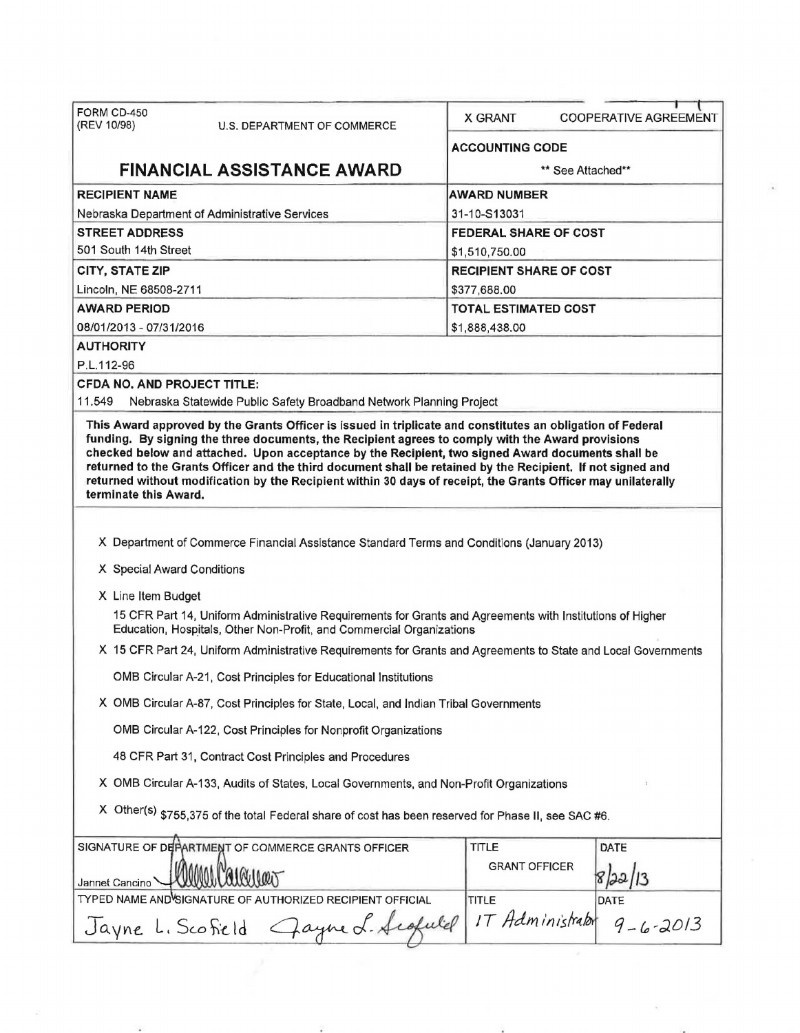| FORM CD-450 (REV 10/98) U.S. DEPARTMENT OF COMMERCE | X GRANT COOPERATIVE AGREEMENT |
|---|---|
| | **ACCOUNTING CODE** |
| **FINANCIAL ASSISTANCE AWARD** | ** See Attached** |
| **RECIPIENT NAME** | **AWARD NUMBER** |
| Nebraska Department of Administrative Services | 31-10-S13031 |
| **STREET ADDRESS** | **FEDERAL SHARE OF COST** |
| 501 South 14th Street | $1,510,750.00 |
| **CITY, STATE ZIP** | **RECIPIENT SHARE OF COST** |
| Lincoln, NE 68508-2711 | $377,688.00 |
| **AWARD PERIOD** | **TOTAL ESTIMATED COST** |
| 08/01/2013 - 07/31/2016 | $1,888,438.00 |

**AUTHORITY**

P.L.112-96

**CFDA NO. AND PROJECT TITLE:**

11.549 Nebraska Statewide Public Safety Broadband Network Planning Project

**This Award approved by the Grants Officer is issued in triplicate and constitutes an obligation of Federal funding. By signing the three documents, the Recipient agrees to comply with the Award provisions checked below and attached. Upon acceptance by the Recipient, two signed Award documents shall be returned to the Grants Officer and the third document shall be retained by the Recipient. If not signed and returned without modification by the Recipient within 30 days of receipt, the Grants Officer may unilaterally terminate this Award.**

X Department of Commerce Financial Assistance Standard Terms and Conditions (January 2013)

X Special Award Conditions

X Line Item Budget

15 CFR Part 14, Uniform Administrative Requirements for Grants and Agreements with Institutions of Higher Education, Hospitals, Other Non-Profit, and Commercial Organizations

X 15 CFR Part 24, Uniform Administrative Requirements for Grants and Agreements to State and Local Governments

OMB Circular A-21, Cost Principles for Educational Institutions

X OMB Circular A-87, Cost Principles for State, Local, and Indian Tribal Governments

OMB Circular A-122, Cost Principles for Nonprofit Organizations

48 CFR Part 31, Contract Cost Principles and Procedures

X OMB Circular A-133, Audits of States, Local Governments, and Non-Profit Organizations

X Other(s) $755,375 of the total Federal share of cost has been reserved for Phase II, see SAC #6.

| SIGNATURE OF DEPARTMENT OF COMMERCE GRANTS OFFICER | TITLE | DATE |
|---|---|---|
| Jannet Cancino [signature] | GRANT OFFICER | 8/22/13 |
| TYPED NAME AND SIGNATURE OF AUTHORIZED RECIPIENT OFFICIAL | TITLE | DATE |
| Jayne L. Scofield [signature] | IT Administrator | 9-6-2013 |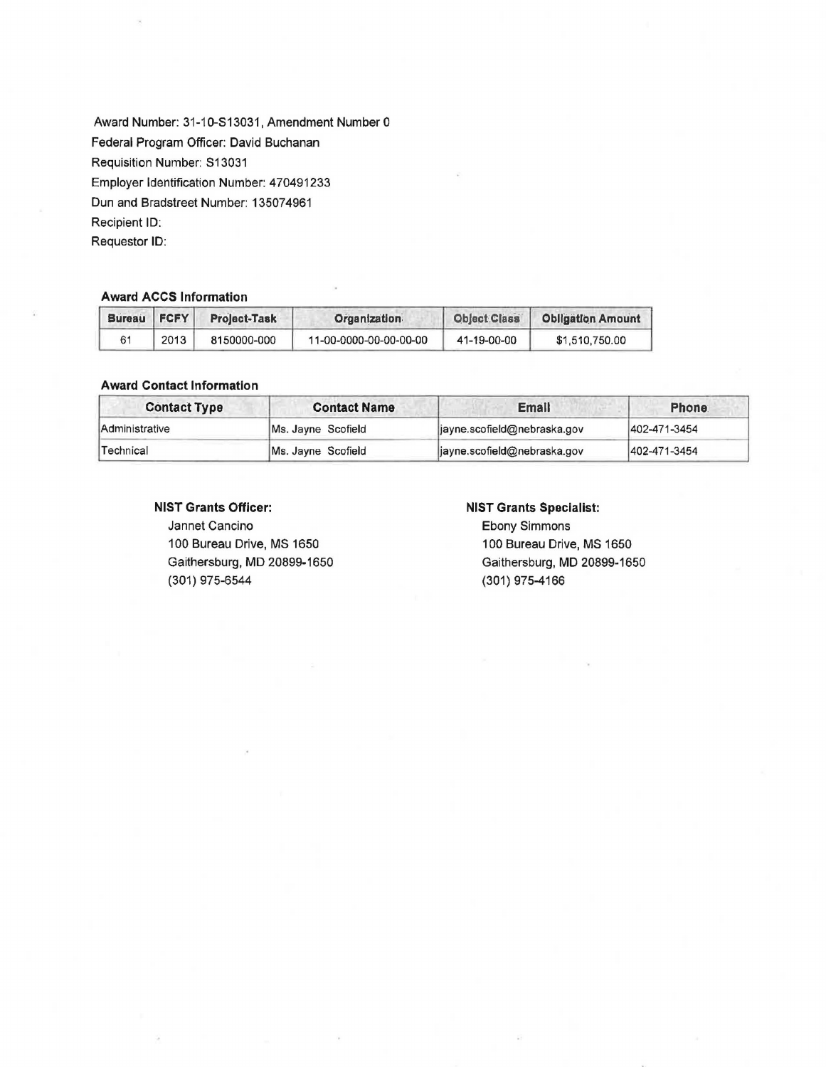Award Number: 31-10-S13031, Amendment Number 0
Federal Program Officer: David Buchanan
Requisition Number: S13031
Employer Identification Number: 470491233
Dun and Bradstreet Number: 135074961
Recipient ID:
Requestor ID:

**Award ACCS Information**

| Bureau | FCFY | Project-Task | Organization | Object Class | Obligation Amount |
|---|---|---|---|---|---|
| 61 | 2013 | 8150000-000 | 11-00-0000-00-00-00-00 | 41-19-00-00 | $1,510,750.00 |

**Award Contact Information**

| Contact Type | Contact Name | Email | Phone |
|---|---|---|---|
| Administrative | Ms. Jayne Scofield | jayne.scofield@nebraska.gov | 402-471-3454 |
| Technical | Ms. Jayne Scofield | jayne.scofield@nebraska.gov | 402-471-3454 |

**NIST Grants Officer:**
Jannet Cancino
100 Bureau Drive, MS 1650
Gaithersburg, MD 20899-1650
(301) 975-6544

**NIST Grants Specialist:**
Ebony Simmons
100 Bureau Drive, MS 1650
Gaithersburg, MD 20899-1650
(301) 975-4166